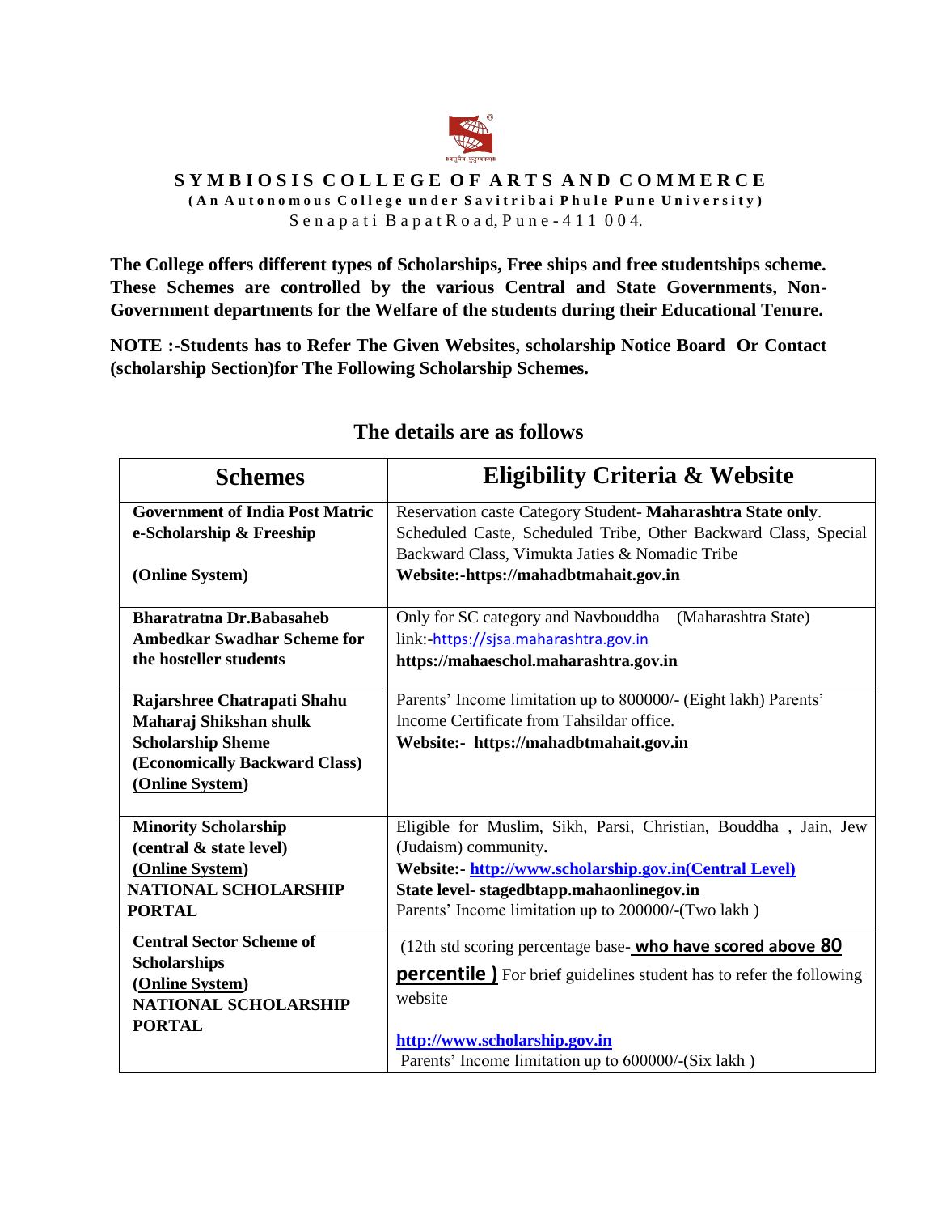# SYMBIOSIS COLLEGE OF ARTS AND COMMERCE

**(An Autonomous College under Savitribai Phule Pune University)**

Senapati BapatRoad, Pune-411 004.

**The College offers different types of Scholarships, Free ships and free studentships scheme. These Schemes are controlled by the various Central and State Governments, Non-Government departments for the Welfare of the students during their Educational Tenure.**

**NOTE :-Students has to Refer The Given Websites, scholarship Notice Board Or Contact (scholarship Section)for The Following Scholarship Schemes.**

## The details are as follows

| Schemes | Eligibility Criteria & Website |
|---|---|
| **Government of India Post Matric e-Scholarship & Freeship**<br><br>**(Online System)** | Reservation caste Category Student- **Maharashtra State only**. Scheduled Caste, Scheduled Tribe, Other Backward Class, Special Backward Class, Vimukta Jaties & Nomadic Tribe<br>**Website:-https://mahadbtmahait.gov.in** |
| **Bharatratna Dr.Babasaheb Ambedkar Swadhar Scheme for the hosteller students** | Only for SC category and Navbouddha (Maharashtra State)<br>link:-https://sjsa.maharashtra.gov.in<br>**https://mahaeschol.maharashtra.gov.in** |
| **Rajarshree Chatrapati Shahu Maharaj Shikshan shulk Scholarship Sheme (Economically Backward Class) (Online System)** | Parents' Income limitation up to 800000/- (Eight lakh) Parents' Income Certificate from Tahsildar office.<br>**Website:- https://mahadbtmahait.gov.in** |
| **Minority Scholarship (central & state level) (Online System) NATIONAL SCHOLARSHIP PORTAL** | Eligible for Muslim, Sikh, Parsi, Christian, Bouddha , Jain, Jew (Judaism) community.<br>**Website:- http://www.scholarship.gov.in(Central Level)**<br>**State level- stagedbtapp.mahaonlinegov.in**<br>Parents' Income limitation up to 200000/-(Two lakh ) |
| **Central Sector Scheme of Scholarships (Online System) NATIONAL SCHOLARSHIP PORTAL** | (12th std scoring percentage base- **who have scored above 80 percentile )** For brief guidelines student has to refer the following website<br><br>**http://www.scholarship.gov.in**<br>Parents' Income limitation up to 600000/-(Six lakh ) |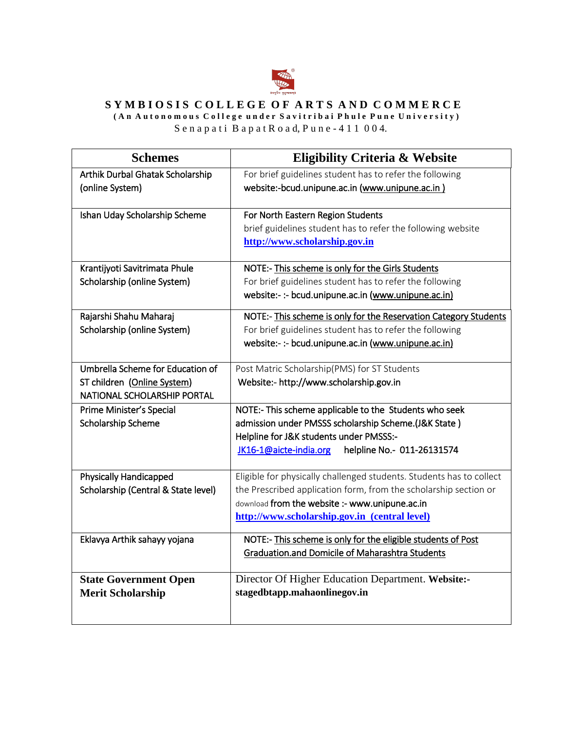# SYMBIOSIS COLLEGE OF ARTS AND COMMERCE

**(An Autonomous College under Savitribai Phule Pune University)**

Senapati Bapat Road, Pune-411 004.

| Schemes | Eligibility Criteria & Website |
|---|---|
| Arthik Durbal Ghatak Scholarship (online System) | For brief guidelines student has to refer the following website:-bcud.unipune.ac.in (www.unipune.ac.in ) |
| Ishan Uday Scholarship Scheme | For North Eastern Region Students<br>brief guidelines student has to refer the following website<br>**http://www.scholarship.gov.in** |
| Krantijyoti Savitrimata Phule Scholarship (online System) | NOTE:- This scheme is only for the Girls Students<br>For brief guidelines student has to refer the following website:- :- bcud.unipune.ac.in (www.unipune.ac.in) |
| Rajarshi Shahu Maharaj Scholarship (online System) | NOTE:- This scheme is only for the Reservation Category Students<br>For brief guidelines student has to refer the following website:- :- bcud.unipune.ac.in (www.unipune.ac.in) |
| Umbrella Scheme for Education of ST children (Online System) NATIONAL SCHOLARSHIP PORTAL | Post Matric Scholarship(PMS) for ST Students<br>Website:- http://www.scholarship.gov.in |
| Prime Minister's Special Scholarship Scheme | NOTE:- This scheme applicable to the Students who seek admission under PMSSS scholarship Scheme.(J&K State )<br>Helpline for J&K students under PMSSS:-<br>JK16-1@aicte-india.org helpline No.- 011-26131574 |
| Physically Handicapped Scholarship (Central & State level) | Eligible for physically challenged students. Students has to collect the Prescribed application form, from the scholarship section or download from the website :- www.unipune.ac.in<br>**http://www.scholarship.gov.in (central level)** |
| Eklavya Arthik sahayy yojana | NOTE:- This scheme is only for the eligible students of Post Graduation.and Domicile of Maharashtra Students |
| **State Government Open Merit Scholarship** | Director Of Higher Education Department. **Website:- stagedbtapp.mahaonlinegov.in** |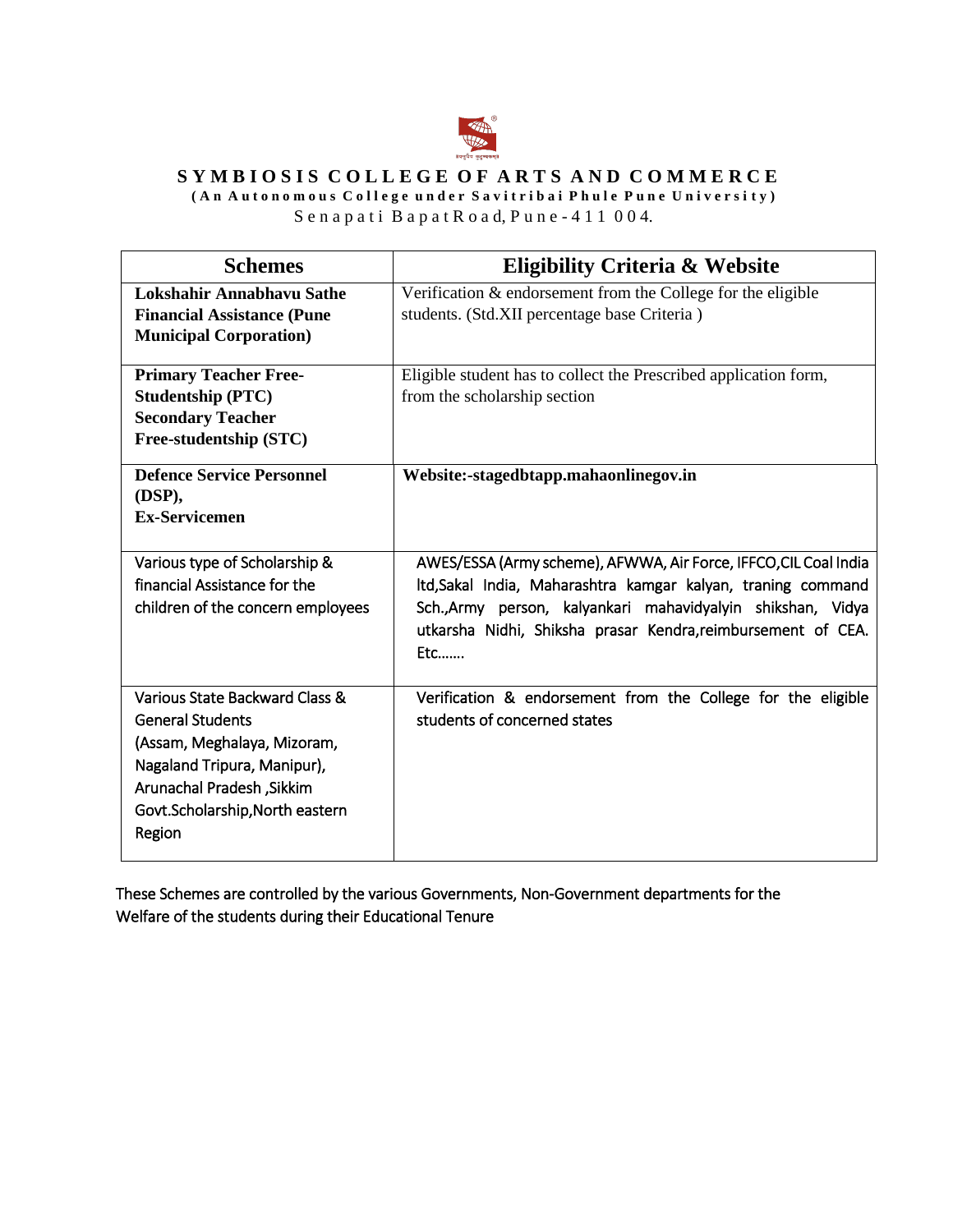**SYMBIOSIS COLLEGE OF ARTS AND COMMERCE**

**(An Autonomous College under Savitribai Phule Pune University)**

Senapati BapatRoad, Pune-411 004.

| Schemes | Eligibility Criteria & Website |
|---|---|
| **Lokshahir Annabhavu Sathe Financial Assistance (Pune Municipal Corporation)** | Verification & endorsement from the College for the eligible students. (Std.XII percentage base Criteria ) |
| **Primary Teacher Free-Studentship (PTC)** **Secondary Teacher Free-studentship (STC)** | Eligible student has to collect the Prescribed application form, from the scholarship section |
| **Defence Service Personnel (DSP),** **Ex-Servicemen** | **Website:-stagedbtapp.mahaonlinegov.in** |
| Various type of Scholarship & financial Assistance for the children of the concern employees | AWES/ESSA (Army scheme), AFWWA, Air Force, IFFCO,CIL Coal India ltd,Sakal India, Maharashtra kamgar kalyan, traning command Sch.,Army person, kalyankari mahavidyalyin shikshan, Vidya utkarsha Nidhi, Shiksha prasar Kendra,reimbursement of CEA. Etc……. |
| Various State Backward Class & General Students (Assam, Meghalaya, Mizoram, Nagaland Tripura, Manipur), Arunachal Pradesh ,Sikkim Govt.Scholarship,North eastern Region | Verification & endorsement from the College for the eligible students of concerned states |

These Schemes are controlled by the various Governments, Non-Government departments for the Welfare of the students during their Educational Tenure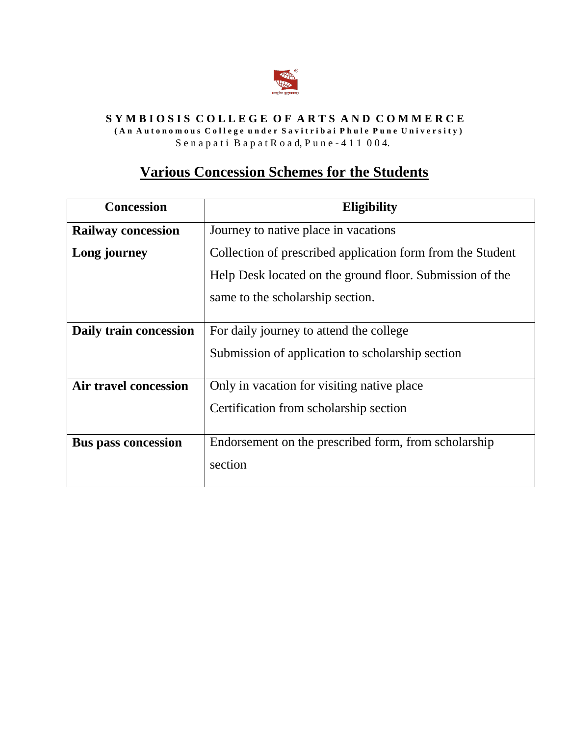**SYMBIOSIS COLLEGE OF ARTS AND COMMERCE**

**(An Autonomous College under Savitribai Phule Pune University)**

Senapati Bapat Road, Pune - 411 004.

## Various Concession Schemes for the Students

| Concession | Eligibility |
|---|---|
| **Railway concession** | Journey to native place in vacations |
| **Long journey** | Collection of prescribed application form from the Student Help Desk located on the ground floor. Submission of the same to the scholarship section. |
| **Daily train concession** | For daily journey to attend the college<br>Submission of application to scholarship section |
| **Air travel concession** | Only in vacation for visiting native place<br>Certification from scholarship section |
| **Bus pass concession** | Endorsement on the prescribed form, from scholarship section |